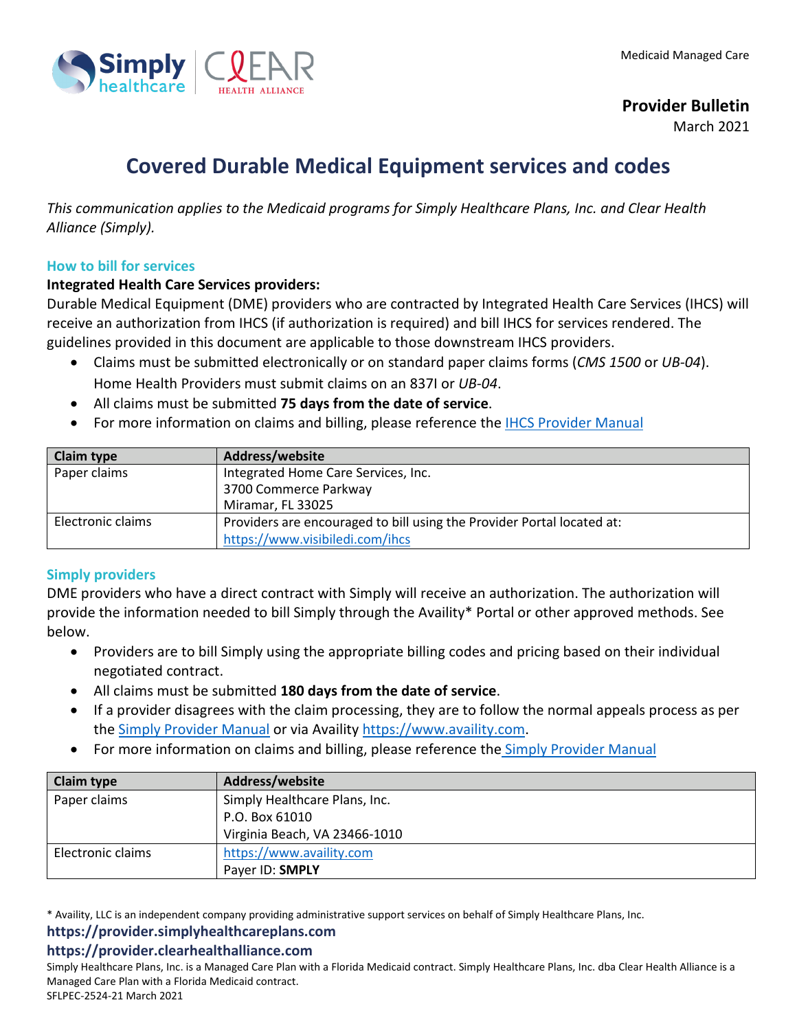Medicaid Managed Care

**Provider Bulletin**
March 2021

# Covered Durable Medical Equipment services and codes

*This communication applies to the Medicaid programs for Simply Healthcare Plans, Inc. and Clear Health Alliance (Simply).*

## How to bill for services

**Integrated Health Care Services providers:**
Durable Medical Equipment (DME) providers who are contracted by Integrated Health Care Services (IHCS) will receive an authorization from IHCS (if authorization is required) and bill IHCS for services rendered. The guidelines provided in this document are applicable to those downstream IHCS providers.

- Claims must be submitted electronically or on standard paper claims forms (*CMS 1500* or *UB-04*). Home Health Providers must submit claims on an 837I or *UB-04*.
- All claims must be submitted **75 days from the date of service**.
- For more information on claims and billing, please reference the IHCS Provider Manual

| Claim type | Address/website |
| --- | --- |
| Paper claims | Integrated Home Care Services, Inc.<br>3700 Commerce Parkway<br>Miramar, FL 33025 |
| Electronic claims | Providers are encouraged to bill using the Provider Portal located at:<br>https://www.visibiledi.com/ihcs |

## Simply providers

DME providers who have a direct contract with Simply will receive an authorization. The authorization will provide the information needed to bill Simply through the Availity* Portal or other approved methods. See below.

- Providers are to bill Simply using the appropriate billing codes and pricing based on their individual negotiated contract.
- All claims must be submitted **180 days from the date of service**.
- If a provider disagrees with the claim processing, they are to follow the normal appeals process as per the Simply Provider Manual or via Availity https://www.availity.com.
- For more information on claims and billing, please reference the Simply Provider Manual

| Claim type | Address/website |
| --- | --- |
| Paper claims | Simply Healthcare Plans, Inc.<br>P.O. Box 61010<br>Virginia Beach, VA 23466-1010 |
| Electronic claims | https://www.availity.com<br>Payer ID: **SMPLY** |

* Availity, LLC is an independent company providing administrative support services on behalf of Simply Healthcare Plans, Inc.

**https://provider.simplyhealthcareplans.com**
**https://provider.clearhealthalliance.com**

Simply Healthcare Plans, Inc. is a Managed Care Plan with a Florida Medicaid contract. Simply Healthcare Plans, Inc. dba Clear Health Alliance is a Managed Care Plan with a Florida Medicaid contract.
SFLPEC-2524-21 March 2021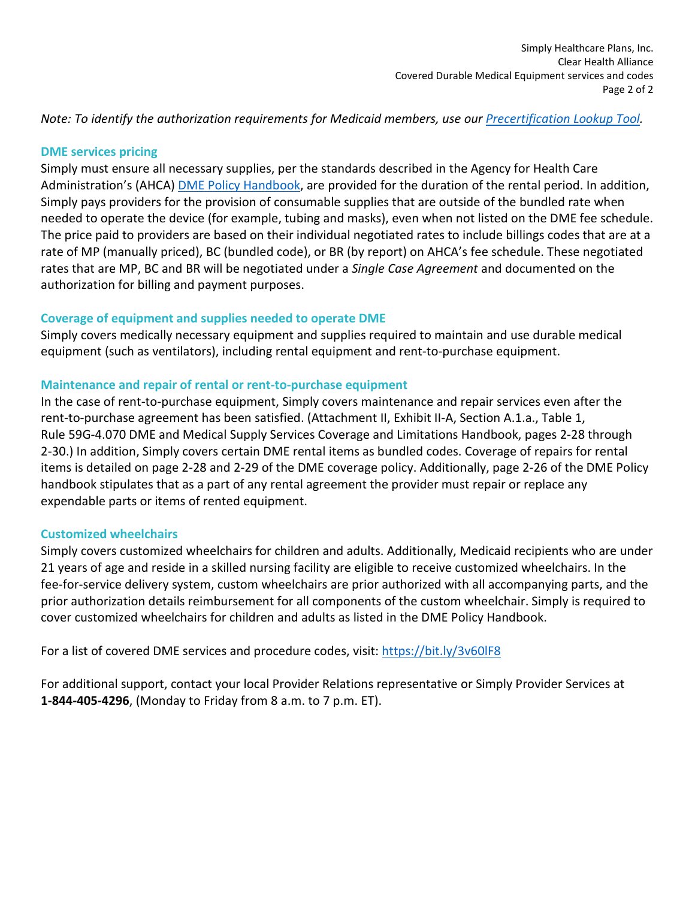*Note: To identify the authorization requirements for Medicaid members, use our [Precertification Lookup Tool](#).*

## DME services pricing

Simply must ensure all necessary supplies, per the standards described in the Agency for Health Care Administration's (AHCA) [DME Policy Handbook](#), are provided for the duration of the rental period. In addition, Simply pays providers for the provision of consumable supplies that are outside of the bundled rate when needed to operate the device (for example, tubing and masks), even when not listed on the DME fee schedule. The price paid to providers are based on their individual negotiated rates to include billings codes that are at a rate of MP (manually priced), BC (bundled code), or BR (by report) on AHCA's fee schedule. These negotiated rates that are MP, BC and BR will be negotiated under a *Single Case Agreement* and documented on the authorization for billing and payment purposes.

## Coverage of equipment and supplies needed to operate DME

Simply covers medically necessary equipment and supplies required to maintain and use durable medical equipment (such as ventilators), including rental equipment and rent-to-purchase equipment.

## Maintenance and repair of rental or rent-to-purchase equipment

In the case of rent-to-purchase equipment, Simply covers maintenance and repair services even after the rent-to-purchase agreement has been satisfied. (Attachment II, Exhibit II-A, Section A.1.a., Table 1, Rule 59G-4.070 DME and Medical Supply Services Coverage and Limitations Handbook, pages 2-28 through 2-30.) In addition, Simply covers certain DME rental items as bundled codes. Coverage of repairs for rental items is detailed on page 2-28 and 2-29 of the DME coverage policy. Additionally, page 2-26 of the DME Policy handbook stipulates that as a part of any rental agreement the provider must repair or replace any expendable parts or items of rented equipment.

## Customized wheelchairs

Simply covers customized wheelchairs for children and adults. Additionally, Medicaid recipients who are under 21 years of age and reside in a skilled nursing facility are eligible to receive customized wheelchairs. In the fee-for-service delivery system, custom wheelchairs are prior authorized with all accompanying parts, and the prior authorization details reimbursement for all components of the custom wheelchair. Simply is required to cover customized wheelchairs for children and adults as listed in the DME Policy Handbook.

For a list of covered DME services and procedure codes, visit: https://bit.ly/3v60lF8

For additional support, contact your local Provider Relations representative or Simply Provider Services at **1-844-405-4296**, (Monday to Friday from 8 a.m. to 7 p.m. ET).